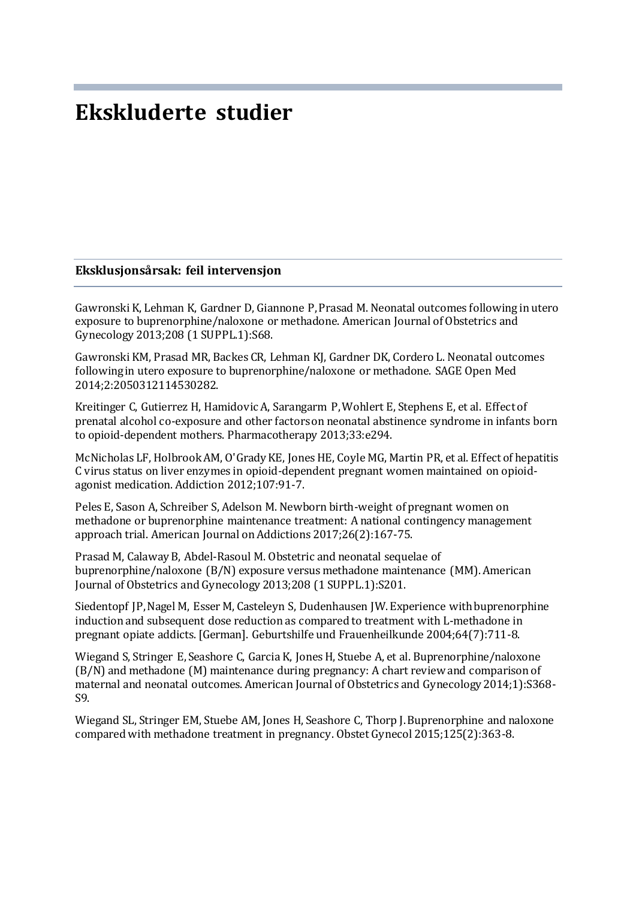# Ekskluderte studier

## Eksklusjonsårsak: feil intervensjon

Gawronski K, Lehman K, Gardner D, Giannone P, Prasad M. Neonatal outcomes following in utero exposure to buprenorphine/naloxone or methadone. American Journal of Obstetrics and Gynecology 2013;208 (1 SUPPL.1):S68.

Gawronski KM, Prasad MR, Backes CR, Lehman KJ, Gardner DK, Cordero L. Neonatal outcomes following in utero exposure to buprenorphine/naloxone or methadone. SAGE Open Med 2014;2:2050312114530282.

Kreitinger C, Gutierrez H, Hamidovic A, Sarangarm P, Wohlert E, Stephens E, et al. Effect of prenatal alcohol co-exposure and other factors on neonatal abstinence syndrome in infants born to opioid-dependent mothers. Pharmacotherapy 2013;33:e294.

McNicholas LF, Holbrook AM, O'Grady KE, Jones HE, Coyle MG, Martin PR, et al. Effect of hepatitis C virus status on liver enzymes in opioid-dependent pregnant women maintained on opioid-agonist medication. Addiction 2012;107:91-7.

Peles E, Sason A, Schreiber S, Adelson M. Newborn birth-weight of pregnant women on methadone or buprenorphine maintenance treatment: A national contingency management approach trial. American Journal on Addictions 2017;26(2):167-75.

Prasad M, Calaway B, Abdel-Rasoul M. Obstetric and neonatal sequelae of buprenorphine/naloxone (B/N) exposure versus methadone maintenance (MM). American Journal of Obstetrics and Gynecology 2013;208 (1 SUPPL.1):S201.

Siedentopf JP, Nagel M, Esser M, Casteleyn S, Dudenhausen JW. Experience with buprenorphine induction and subsequent dose reduction as compared to treatment with L-methadone in pregnant opiate addicts. [German]. Geburtshilfe und Frauenheilkunde 2004;64(7):711-8.

Wiegand S, Stringer E, Seashore C, Garcia K, Jones H, Stuebe A, et al. Buprenorphine/naloxone (B/N) and methadone (M) maintenance during pregnancy: A chart review and comparison of maternal and neonatal outcomes. American Journal of Obstetrics and Gynecology 2014;1):S368-S9.

Wiegand SL, Stringer EM, Stuebe AM, Jones H, Seashore C, Thorp J. Buprenorphine and naloxone compared with methadone treatment in pregnancy. Obstet Gynecol 2015;125(2):363-8.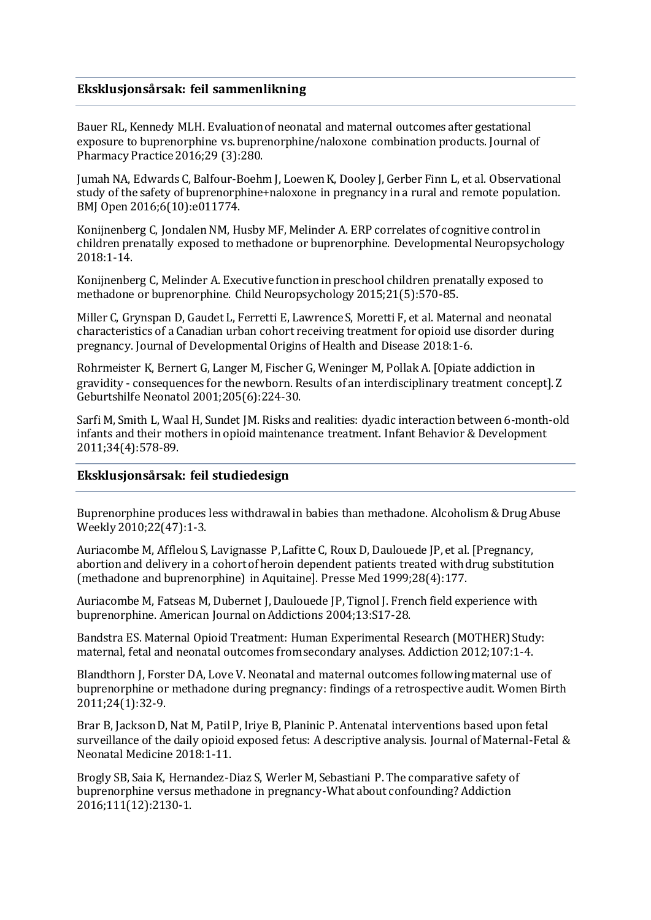## Eksklusjonsårsak: feil sammenlikning

Bauer RL, Kennedy MLH. Evaluation of neonatal and maternal outcomes after gestational exposure to buprenorphine vs. buprenorphine/naloxone combination products. Journal of Pharmacy Practice 2016;29 (3):280.

Jumah NA, Edwards C, Balfour-Boehm J, Loewen K, Dooley J, Gerber Finn L, et al. Observational study of the safety of buprenorphine+naloxone in pregnancy in a rural and remote population. BMJ Open 2016;6(10):e011774.

Konijnenberg C, Jondalen NM, Husby MF, Melinder A. ERP correlates of cognitive control in children prenatally exposed to methadone or buprenorphine. Developmental Neuropsychology 2018:1-14.

Konijnenberg C, Melinder A. Executive function in preschool children prenatally exposed to methadone or buprenorphine. Child Neuropsychology 2015;21(5):570-85.

Miller C, Grynspan D, Gaudet L, Ferretti E, Lawrence S, Moretti F, et al. Maternal and neonatal characteristics of a Canadian urban cohort receiving treatment for opioid use disorder during pregnancy. Journal of Developmental Origins of Health and Disease 2018:1-6.

Rohrmeister K, Bernert G, Langer M, Fischer G, Weninger M, Pollak A. [Opiate addiction in gravidity - consequences for the newborn. Results of an interdisciplinary treatment concept]. Z Geburtshilfe Neonatol 2001;205(6):224-30.

Sarfi M, Smith L, Waal H, Sundet JM. Risks and realities: dyadic interaction between 6-month-old infants and their mothers in opioid maintenance treatment. Infant Behavior & Development 2011;34(4):578-89.

## Eksklusjonsårsak: feil studiedesign

Buprenorphine produces less withdrawal in babies than methadone. Alcoholism & Drug Abuse Weekly 2010;22(47):1-3.

Auriacombe M, Afflelou S, Lavignasse P, Lafitte C, Roux D, Daulouede JP, et al. [Pregnancy, abortion and delivery in a cohort of heroin dependent patients treated with drug substitution (methadone and buprenorphine) in Aquitaine]. Presse Med 1999;28(4):177.

Auriacombe M, Fatseas M, Dubernet J, Daulouede JP, Tignol J. French field experience with buprenorphine. American Journal on Addictions 2004;13:S17-28.

Bandstra ES. Maternal Opioid Treatment: Human Experimental Research (MOTHER) Study: maternal, fetal and neonatal outcomes from secondary analyses. Addiction 2012;107:1-4.

Blandthorn J, Forster DA, Love V. Neonatal and maternal outcomes following maternal use of buprenorphine or methadone during pregnancy: findings of a retrospective audit. Women Birth 2011;24(1):32-9.

Brar B, Jackson D, Nat M, Patil P, Iriye B, Planinic P. Antenatal interventions based upon fetal surveillance of the daily opioid exposed fetus: A descriptive analysis. Journal of Maternal-Fetal & Neonatal Medicine 2018:1-11.

Brogly SB, Saia K, Hernandez-Diaz S, Werler M, Sebastiani P. The comparative safety of buprenorphine versus methadone in pregnancy-What about confounding? Addiction 2016;111(12):2130-1.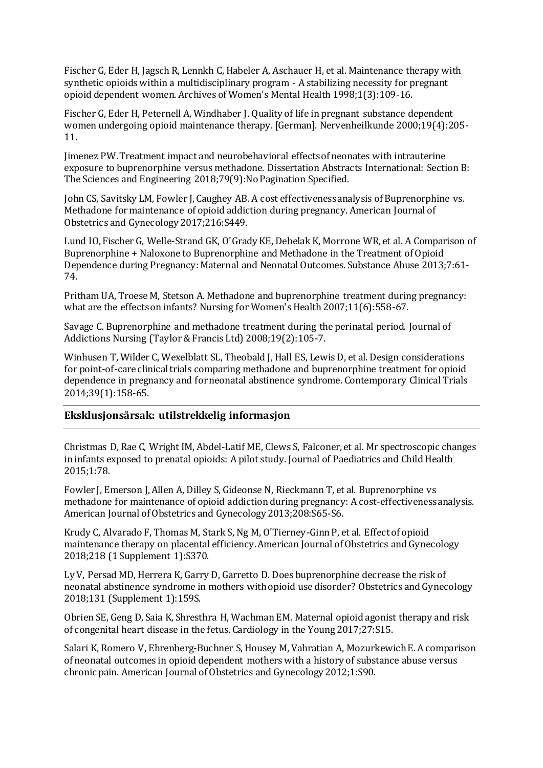Fischer G, Eder H, Jagsch R, Lennkh C, Habeler A, Aschauer H, et al. Maintenance therapy with synthetic opioids within a multidisciplinary program - A stabilizing necessity for pregnant opioid dependent women. Archives of Women's Mental Health 1998;1(3):109-16.

Fischer G, Eder H, Peternell A, Windhaber J. Quality of life in pregnant substance dependent women undergoing opioid maintenance therapy. [German]. Nervenheilkunde 2000;19(4):205-11.

Jimenez PW. Treatment impact and neurobehavioral effects of neonates with intrauterine exposure to buprenorphine versus methadone. Dissertation Abstracts International: Section B: The Sciences and Engineering 2018;79(9):No Pagination Specified.

John CS, Savitsky LM, Fowler J, Caughey AB. A cost effectiveness analysis of Buprenorphine vs. Methadone for maintenance of opioid addiction during pregnancy. American Journal of Obstetrics and Gynecology 2017;216:S449.

Lund IO, Fischer G, Welle-Strand GK, O'Grady KE, Debelak K, Morrone WR, et al. A Comparison of Buprenorphine + Naloxone to Buprenorphine and Methadone in the Treatment of Opioid Dependence during Pregnancy: Maternal and Neonatal Outcomes. Substance Abuse 2013;7:61-74.

Pritham UA, Troese M, Stetson A. Methadone and buprenorphine treatment during pregnancy: what are the effects on infants? Nursing for Women's Health 2007;11(6):558-67.

Savage C. Buprenorphine and methadone treatment during the perinatal period. Journal of Addictions Nursing (Taylor & Francis Ltd) 2008;19(2):105-7.

Winhusen T, Wilder C, Wexelblatt SL, Theobald J, Hall ES, Lewis D, et al. Design considerations for point-of-care clinical trials comparing methadone and buprenorphine treatment for opioid dependence in pregnancy and for neonatal abstinence syndrome. Contemporary Clinical Trials 2014;39(1):158-65.

### Eksklusjonsårsak: utilstrekkelig informasjon

Christmas D, Rae C, Wright IM, Abdel-Latif ME, Clews S, Falconer, et al. Mr spectroscopic changes in infants exposed to prenatal opioids: A pilot study. Journal of Paediatrics and Child Health 2015;1:78.

Fowler J, Emerson J, Allen A, Dilley S, Gideonse N, Rieckmann T, et al. Buprenorphine vs methadone for maintenance of opioid addiction during pregnancy: A cost-effectiveness analysis. American Journal of Obstetrics and Gynecology 2013;208:S65-S6.

Krudy C, Alvarado F, Thomas M, Stark S, Ng M, O'Tierney-Ginn P, et al. Effect of opioid maintenance therapy on placental efficiency. American Journal of Obstetrics and Gynecology 2018;218 (1 Supplement 1):S370.

Ly V, Persad MD, Herrera K, Garry D, Garretto D. Does buprenorphine decrease the risk of neonatal abstinence syndrome in mothers with opioid use disorder? Obstetrics and Gynecology 2018;131 (Supplement 1):159S.

Obrien SE, Geng D, Saia K, Shresthra H, Wachman EM. Maternal opioid agonist therapy and risk of congenital heart disease in the fetus. Cardiology in the Young 2017;27:S15.

Salari K, Romero V, Ehrenberg-Buchner S, Housey M, Vahratian A, Mozurkewich E. A comparison of neonatal outcomes in opioid dependent mothers with a history of substance abuse versus chronic pain. American Journal of Obstetrics and Gynecology 2012;1:S90.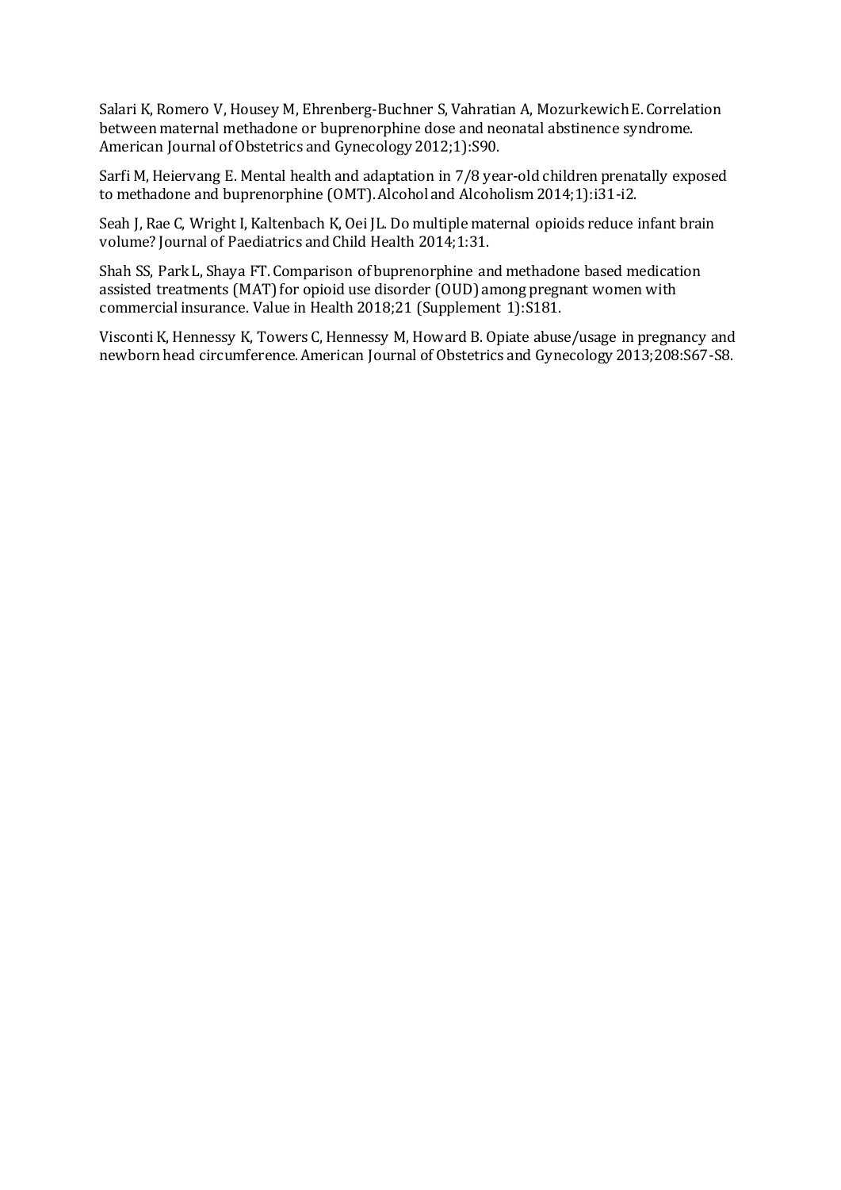Salari K, Romero V, Housey M, Ehrenberg-Buchner S, Vahratian A, Mozurkewich E. Correlation between maternal methadone or buprenorphine dose and neonatal abstinence syndrome. American Journal of Obstetrics and Gynecology 2012;1):S90.

Sarfi M, Heiervang E. Mental health and adaptation in 7/8 year-old children prenatally exposed to methadone and buprenorphine (OMT). Alcohol and Alcoholism 2014;1):i31-i2.

Seah J, Rae C, Wright I, Kaltenbach K, Oei JL. Do multiple maternal opioids reduce infant brain volume? Journal of Paediatrics and Child Health 2014;1:31.

Shah SS, Park L, Shaya FT. Comparison of buprenorphine and methadone based medication assisted treatments (MAT) for opioid use disorder (OUD) among pregnant women with commercial insurance. Value in Health 2018;21 (Supplement 1):S181.

Visconti K, Hennessy K, Towers C, Hennessy M, Howard B. Opiate abuse/usage in pregnancy and newborn head circumference. American Journal of Obstetrics and Gynecology 2013;208:S67-S8.